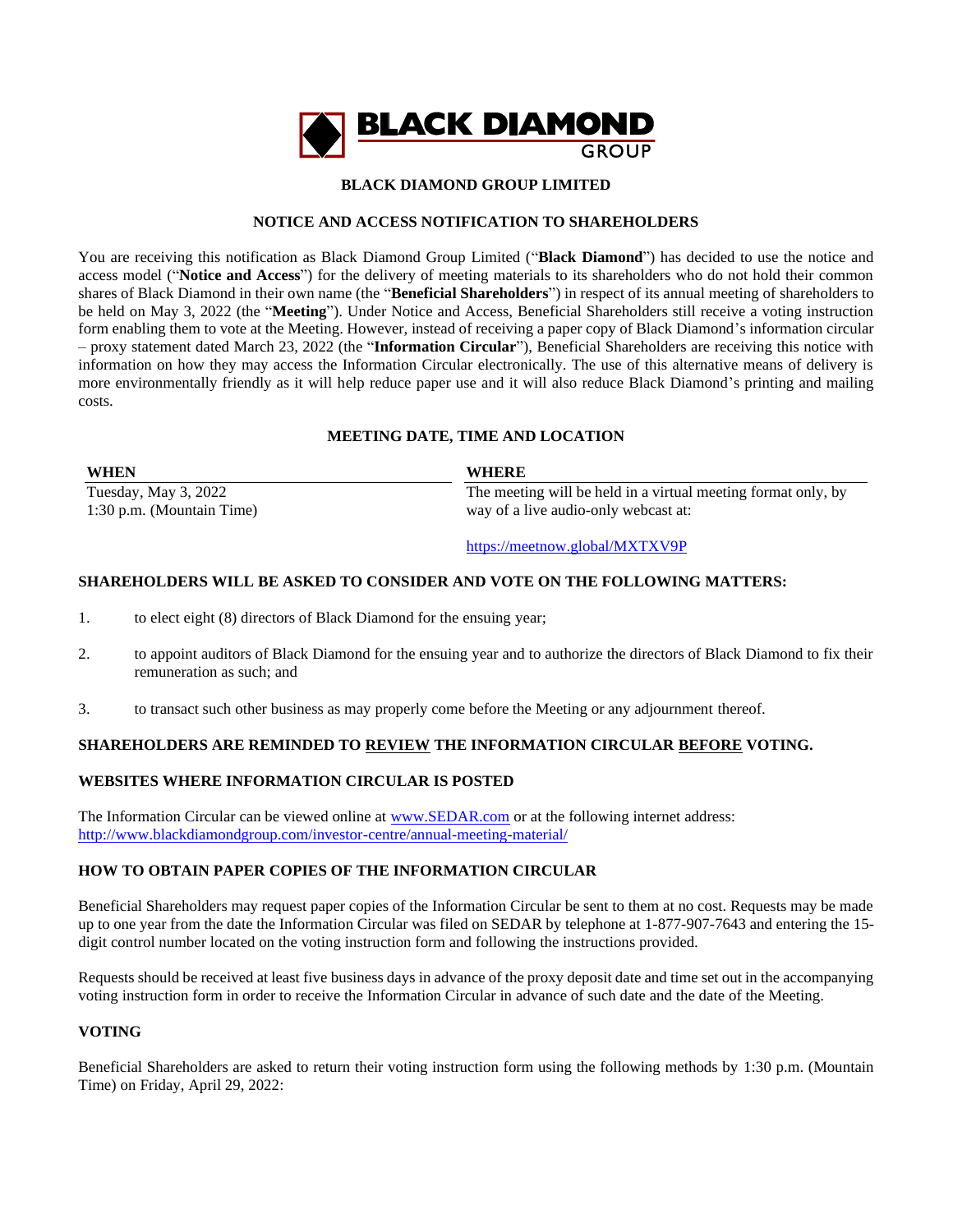BLACK DIAMOND GROUP

# BLACK DIAMOND GROUP LIMITED

## NOTICE AND ACCESS NOTIFICATION TO SHAREHOLDERS

You are receiving this notification as Black Diamond Group Limited ("**Black Diamond**") has decided to use the notice and access model ("**Notice and Access**") for the delivery of meeting materials to its shareholders who do not hold their common shares of Black Diamond in their own name (the "**Beneficial Shareholders**") in respect of its annual meeting of shareholders to be held on May 3, 2022 (the "**Meeting**"). Under Notice and Access, Beneficial Shareholders still receive a voting instruction form enabling them to vote at the Meeting. However, instead of receiving a paper copy of Black Diamond's information circular – proxy statement dated March 23, 2022 (the "**Information Circular**"), Beneficial Shareholders are receiving this notice with information on how they may access the Information Circular electronically. The use of this alternative means of delivery is more environmentally friendly as it will help reduce paper use and it will also reduce Black Diamond's printing and mailing costs.

## MEETING DATE, TIME AND LOCATION

| WHEN | WHERE |
|---|---|
| Tuesday, May 3, 2022<br>1:30 p.m. (Mountain Time) | The meeting will be held in a virtual meeting format only, by way of a live audio-only webcast at:<br><br>https://meetnow.global/MXTXV9P |

## SHAREHOLDERS WILL BE ASKED TO CONSIDER AND VOTE ON THE FOLLOWING MATTERS:

1. to elect eight (8) directors of Black Diamond for the ensuing year;

2. to appoint auditors of Black Diamond for the ensuing year and to authorize the directors of Black Diamond to fix their remuneration as such; and

3. to transact such other business as may properly come before the Meeting or any adjournment thereof.

## SHAREHOLDERS ARE REMINDED TO REVIEW THE INFORMATION CIRCULAR BEFORE VOTING.

## WEBSITES WHERE INFORMATION CIRCULAR IS POSTED

The Information Circular can be viewed online at www.SEDAR.com or at the following internet address: http://www.blackdiamondgroup.com/investor-centre/annual-meeting-material/

## HOW TO OBTAIN PAPER COPIES OF THE INFORMATION CIRCULAR

Beneficial Shareholders may request paper copies of the Information Circular be sent to them at no cost. Requests may be made up to one year from the date the Information Circular was filed on SEDAR by telephone at 1-877-907-7643 and entering the 15-digit control number located on the voting instruction form and following the instructions provided.

Requests should be received at least five business days in advance of the proxy deposit date and time set out in the accompanying voting instruction form in order to receive the Information Circular in advance of such date and the date of the Meeting.

## VOTING

Beneficial Shareholders are asked to return their voting instruction form using the following methods by 1:30 p.m. (Mountain Time) on Friday, April 29, 2022: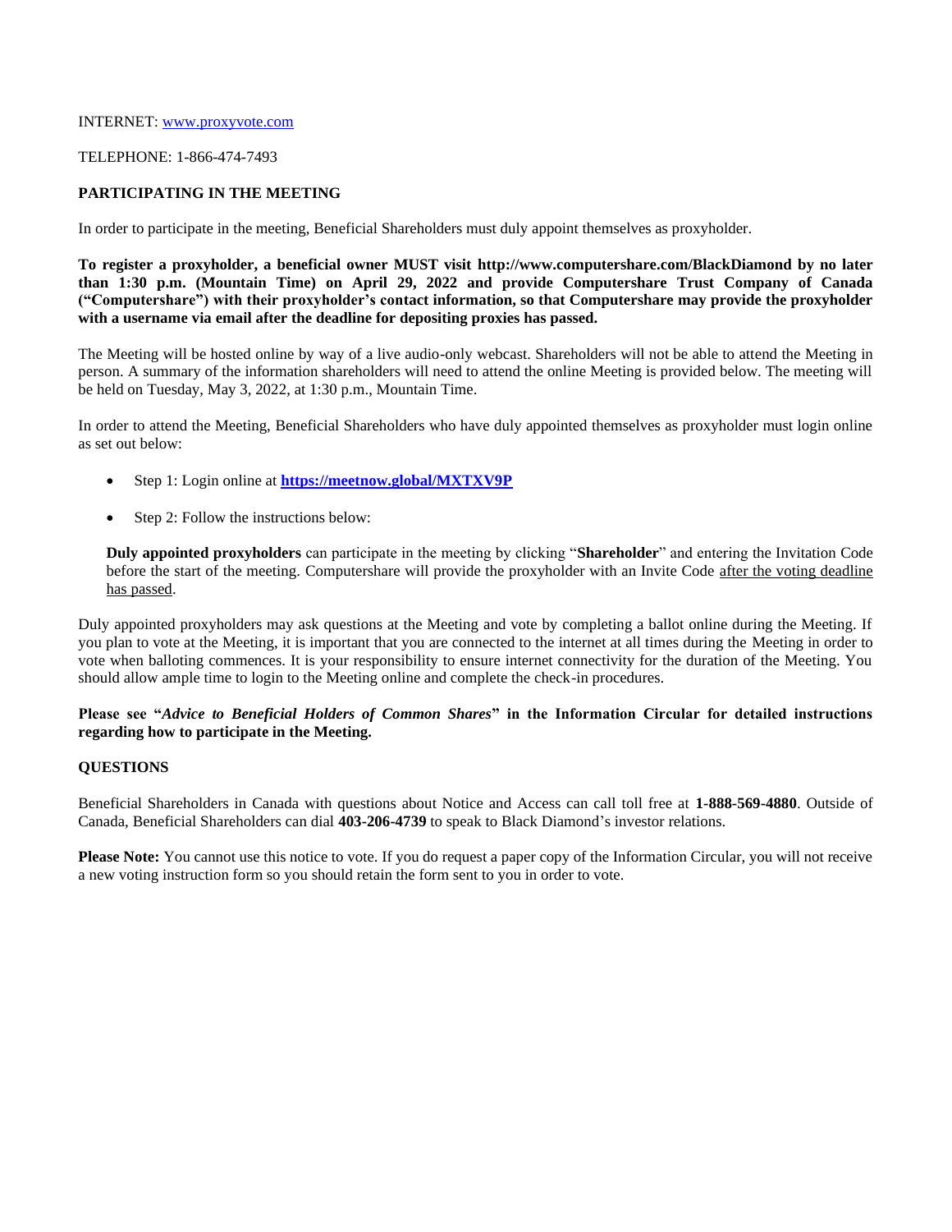INTERNET: [www.proxyvote.com](www.proxyvote.com)

TELEPHONE: 1-866-474-7493

**PARTICIPATING IN THE MEETING**

In order to participate in the meeting, Beneficial Shareholders must duly appoint themselves as proxyholder.

**To register a proxyholder, a beneficial owner MUST visit http://www.computershare.com/BlackDiamond by no later than 1:30 p.m. (Mountain Time) on April 29, 2022 and provide Computershare Trust Company of Canada ("Computershare") with their proxyholder's contact information, so that Computershare may provide the proxyholder with a username via email after the deadline for depositing proxies has passed.**

The Meeting will be hosted online by way of a live audio-only webcast. Shareholders will not be able to attend the Meeting in person. A summary of the information shareholders will need to attend the online Meeting is provided below. The meeting will be held on Tuesday, May 3, 2022, at 1:30 p.m., Mountain Time.

In order to attend the Meeting, Beneficial Shareholders who have duly appointed themselves as proxyholder must login online as set out below:

- Step 1: Login online at **[https://meetnow.global/MXTXV9P](https://meetnow.global/MXTXV9P)**
- Step 2: Follow the instructions below:

  **Duly appointed proxyholders** can participate in the meeting by clicking "**Shareholder**" and entering the Invitation Code before the start of the meeting. Computershare will provide the proxyholder with an Invite Code after the voting deadline has passed.

Duly appointed proxyholders may ask questions at the Meeting and vote by completing a ballot online during the Meeting. If you plan to vote at the Meeting, it is important that you are connected to the internet at all times during the Meeting in order to vote when balloting commences. It is your responsibility to ensure internet connectivity for the duration of the Meeting. You should allow ample time to login to the Meeting online and complete the check-in procedures.

**Please see "*Advice to Beneficial Holders of Common Shares*" in the Information Circular for detailed instructions regarding how to participate in the Meeting.**

**QUESTIONS**

Beneficial Shareholders in Canada with questions about Notice and Access can call toll free at **1-888-569-4880**. Outside of Canada, Beneficial Shareholders can dial **403-206-4739** to speak to Black Diamond's investor relations.

**Please Note:** You cannot use this notice to vote. If you do request a paper copy of the Information Circular, you will not receive a new voting instruction form so you should retain the form sent to you in order to vote.